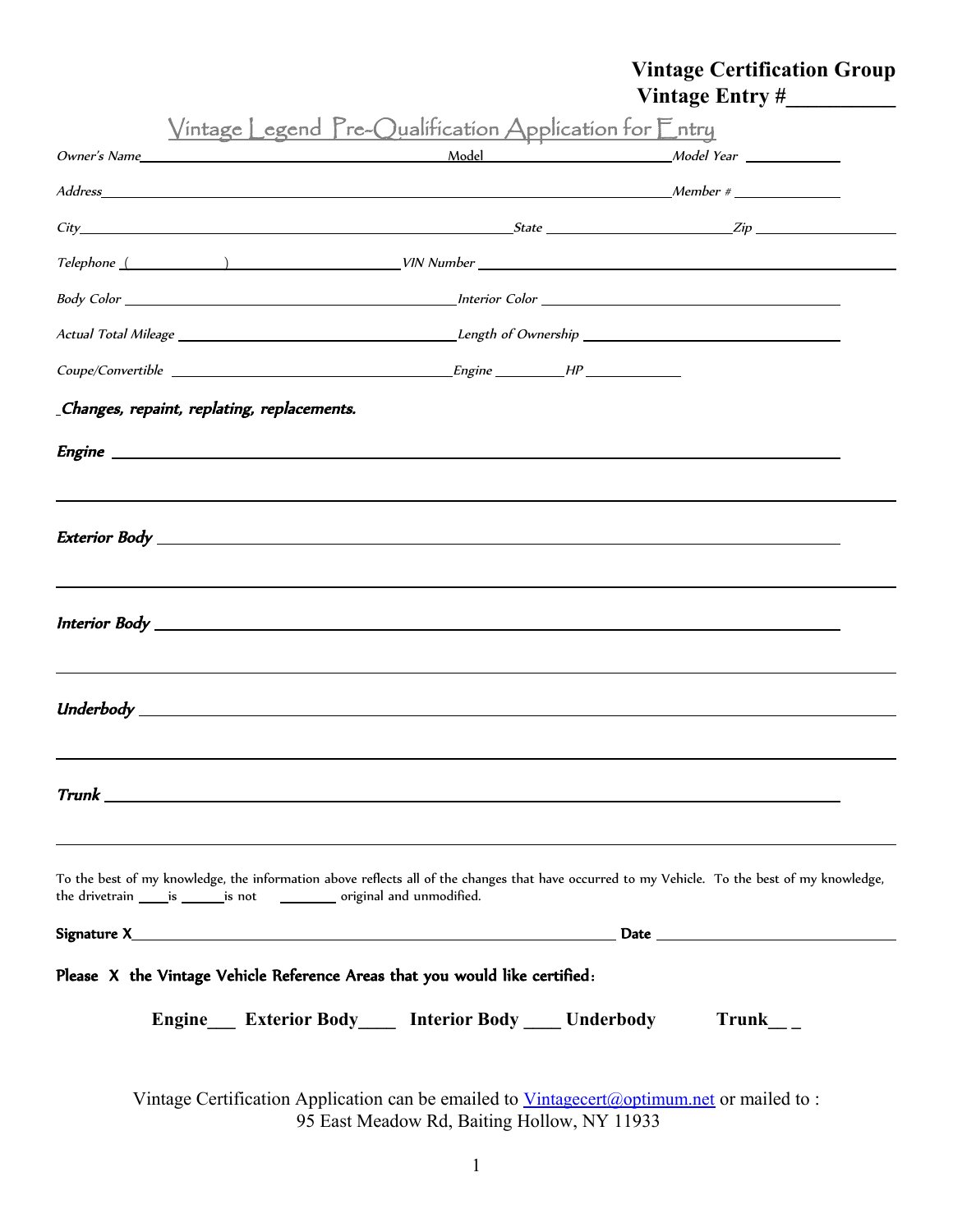**Vintage Certification Group**
**Vintage Entry #__________**

# Vintage Legend Pre-Qualification Application for Entry

*Owner's Name*______________________________ Model ______________________ *Model Year* __________

*Address*____________________________________________________________ *Member #* ____________

*City*__________________________________________ *State* ______________________ *Zip* ______________

*Telephone* (__________)________________ *VIN Number* ____________________________________________

*Body Color* ______________________________ *Interior Color* ______________________________

*Actual Total Mileage* ______________________ *Length of Ownership* ______________________

*Coupe/Convertible* ______________________ *Engine* ________ *HP* __________

***Changes, repaint, replating, replacements.***

***Engine*** ________________________________________________________________

________________________________________________________________________

***Exterior Body*** ____________________________________________________________

________________________________________________________________________

***Interior Body*** ____________________________________________________________

________________________________________________________________________

***Underbody*** ______________________________________________________________

________________________________________________________________________

***Trunk*** __________________________________________________________________

________________________________________________________________________

To the best of my knowledge, the information above reflects all of the changes that have occurred to my Vehicle. To the best of my knowledge, the drivetrain ____is _____is not ________ original and unmodified.

**Signature X**______________________________________________ **Date** ______________________

**Please X the Vintage Vehicle Reference Areas that you would like certified:**

**Engine___ Exterior Body____ Interior Body ____ Underbody Trunk__ _**

Vintage Certification Application can be emailed to Vintagecert@optimum.net or mailed to : 95 East Meadow Rd, Baiting Hollow, NY 11933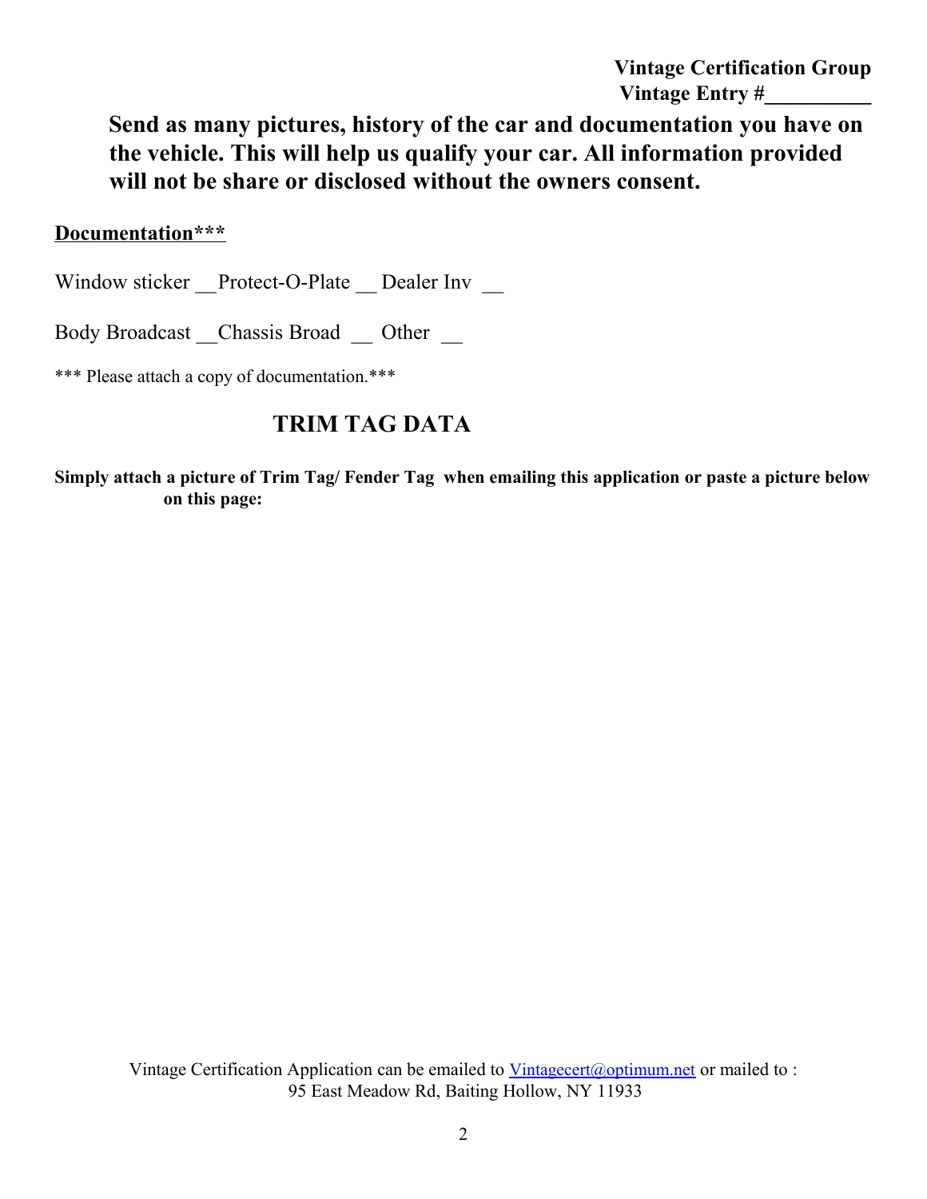**Vintage Certification Group**
**Vintage Entry #__________**

**Send as many pictures, history of the car and documentation you have on the vehicle. This will help us qualify your car. All information provided will not be share or disclosed without the owners consent.**

**Documentation*****

Window sticker __Protect-O-Plate __ Dealer Inv __

Body Broadcast __Chassis Broad __ Other __

*** Please attach a copy of documentation.***

## TRIM TAG DATA

**Simply attach a picture of Trim Tag/ Fender Tag when emailing this application or paste a picture below on this page:**

Vintage Certification Application can be emailed to Vintagecert@optimum.net or mailed to :
95 East Meadow Rd, Baiting Hollow, NY 11933